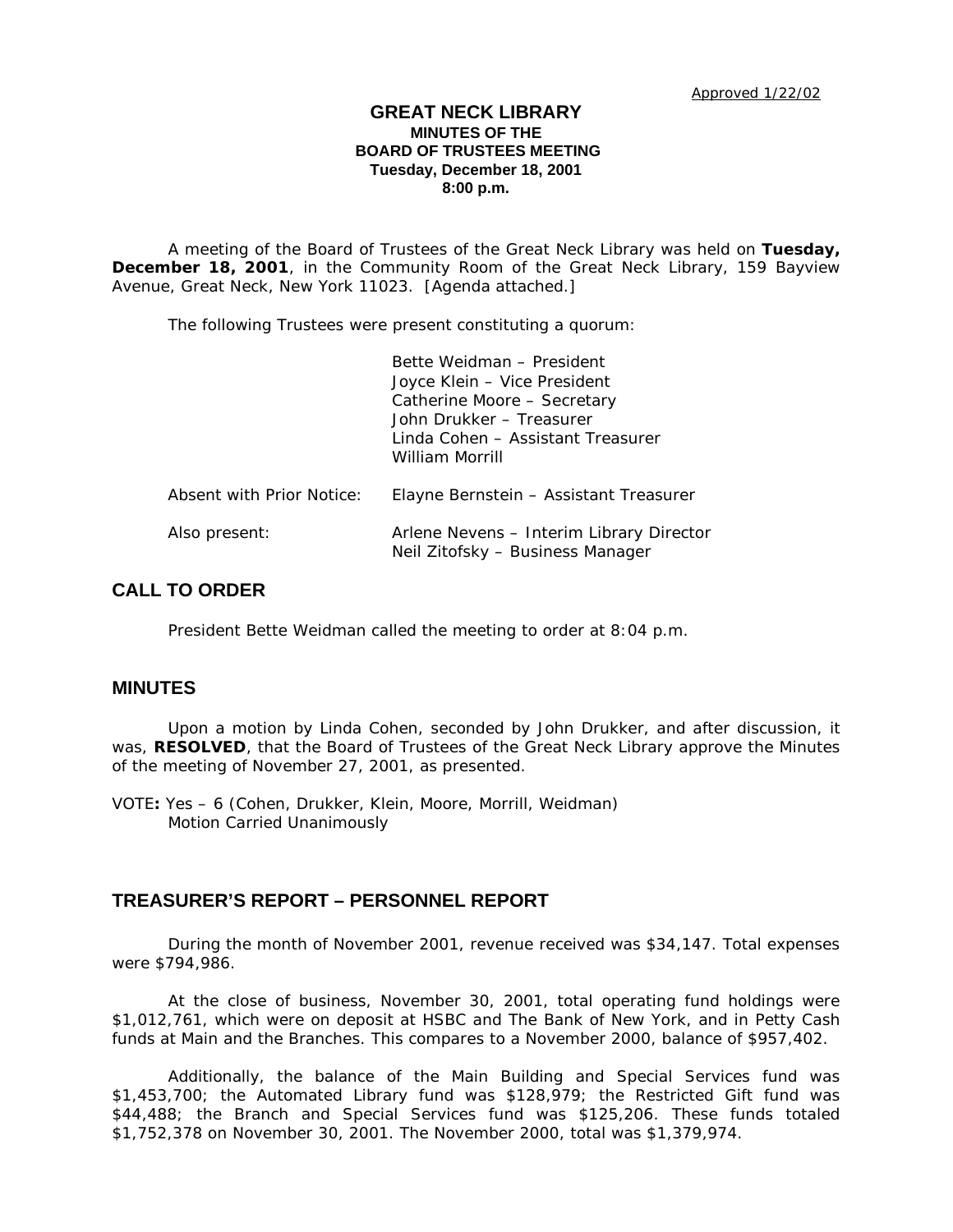Approved 1/22/02

# GREAT NECK LIBRARY
## MINUTES OF THE BOARD OF TRUSTEES MEETING
**Tuesday, December 18, 2001**
**8:00 p.m.**

A meeting of the Board of Trustees of the Great Neck Library was held on **Tuesday, December 18, 2001**, in the Community Room of the Great Neck Library, 159 Bayview Avenue, Great Neck, New York 11023. [Agenda attached.]

The following Trustees were present constituting a quorum:

Bette Weidman – President
Joyce Klein – Vice President
Catherine Moore – Secretary
John Drukker – Treasurer
Linda Cohen – Assistant Treasurer
William Morrill

Absent with Prior Notice: Elayne Bernstein – Assistant Treasurer

Also present: Arlene Nevens – Interim Library Director
Neil Zitofsky – Business Manager

## CALL TO ORDER

President Bette Weidman called the meeting to order at 8:04 p.m.

## MINUTES

Upon a motion by Linda Cohen, seconded by John Drukker, and after discussion, it was, **RESOLVED**, that the Board of Trustees of the Great Neck Library approve the Minutes of the meeting of November 27, 2001, as presented.

VOTE**:** Yes – 6 (Cohen, Drukker, Klein, Moore, Morrill, Weidman)
Motion Carried Unanimously

## TREASURER'S REPORT – PERSONNEL REPORT

During the month of November 2001, revenue received was $34,147. Total expenses were $794,986.

At the close of business, November 30, 2001, total operating fund holdings were $1,012,761, which were on deposit at HSBC and The Bank of New York, and in Petty Cash funds at Main and the Branches. This compares to a November 2000, balance of $957,402.

Additionally, the balance of the Main Building and Special Services fund was $1,453,700; the Automated Library fund was $128,979; the Restricted Gift fund was $44,488; the Branch and Special Services fund was $125,206. These funds totaled $1,752,378 on November 30, 2001. The November 2000, total was $1,379,974.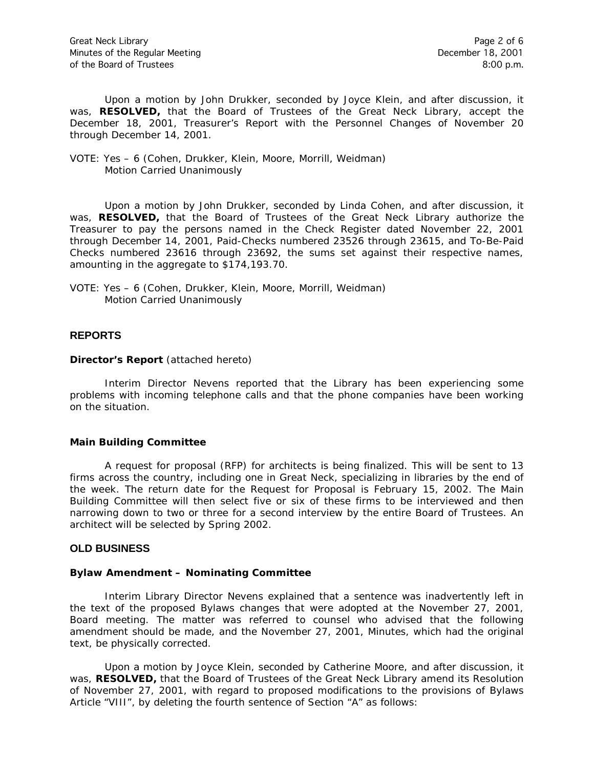Upon a motion by John Drukker, seconded by Joyce Klein, and after discussion, it was, **RESOLVED,** that the Board of Trustees of the Great Neck Library, accept the December 18, 2001, Treasurer's Report with the Personnel Changes of November 20 through December 14, 2001.

VOTE: Yes – 6 (Cohen, Drukker, Klein, Moore, Morrill, Weidman)
Motion Carried Unanimously

Upon a motion by John Drukker, seconded by Linda Cohen, and after discussion, it was, **RESOLVED,** that the Board of Trustees of the Great Neck Library authorize the Treasurer to pay the persons named in the Check Register dated November 22, 2001 through December 14, 2001, Paid-Checks numbered 23526 through 23615, and To-Be-Paid Checks numbered 23616 through 23692, the sums set against their respective names, amounting in the aggregate to $174,193.70.

VOTE: Yes – 6 (Cohen, Drukker, Klein, Moore, Morrill, Weidman)
Motion Carried Unanimously

## REPORTS

**Director's Report** (attached hereto)

Interim Director Nevens reported that the Library has been experiencing some problems with incoming telephone calls and that the phone companies have been working on the situation.

**Main Building Committee**

A request for proposal (RFP) for architects is being finalized. This will be sent to 13 firms across the country, including one in Great Neck, specializing in libraries by the end of the week. The return date for the Request for Proposal is February 15, 2002. The Main Building Committee will then select five or six of these firms to be interviewed and then narrowing down to two or three for a second interview by the entire Board of Trustees. An architect will be selected by Spring 2002.

## OLD BUSINESS

**Bylaw Amendment – Nominating Committee**

Interim Library Director Nevens explained that a sentence was inadvertently left in the text of the proposed Bylaws changes that were adopted at the November 27, 2001, Board meeting. The matter was referred to counsel who advised that the following amendment should be made, and the November 27, 2001, Minutes, which had the original text, be physically corrected.

Upon a motion by Joyce Klein, seconded by Catherine Moore, and after discussion, it was, **RESOLVED,** that the Board of Trustees of the Great Neck Library amend its Resolution of November 27, 2001, with regard to proposed modifications to the provisions of Bylaws Article "VIII", by deleting the fourth sentence of Section "A" as follows: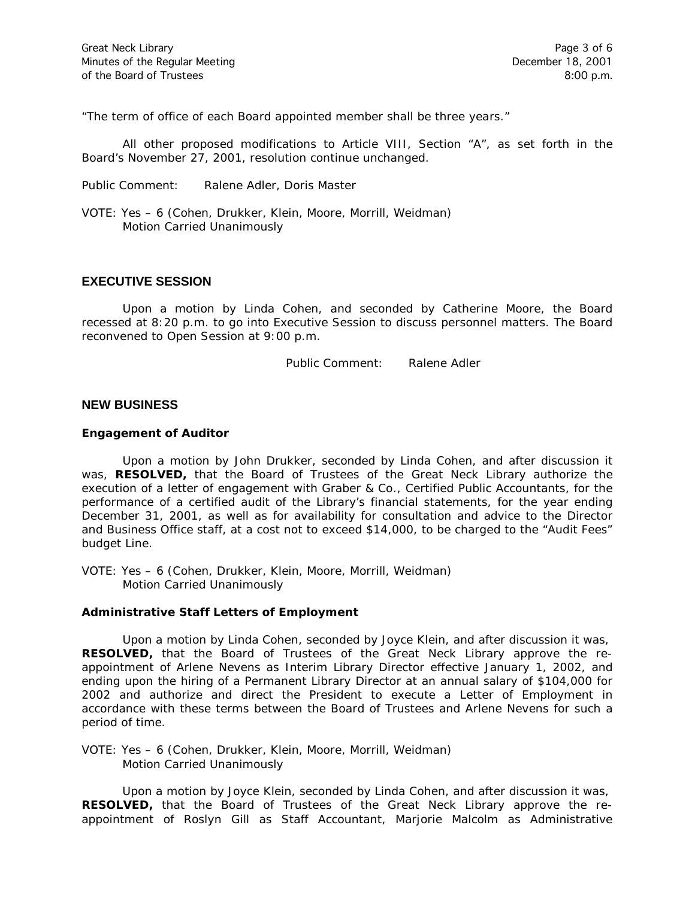"The term of office of each Board appointed member shall be three years."

All other proposed modifications to Article VIII, Section "A", as set forth in the Board's November 27, 2001, resolution continue unchanged.

Public Comment: Ralene Adler, Doris Master

VOTE: Yes – 6 (Cohen, Drukker, Klein, Moore, Morrill, Weidman)
Motion Carried Unanimously

## EXECUTIVE SESSION

Upon a motion by Linda Cohen, and seconded by Catherine Moore, the Board recessed at 8:20 p.m. to go into Executive Session to discuss personnel matters. The Board reconvened to Open Session at 9:00 p.m.

Public Comment: Ralene Adler

## NEW BUSINESS

### Engagement of Auditor

Upon a motion by John Drukker, seconded by Linda Cohen, and after discussion it was, **RESOLVED,** that the Board of Trustees of the Great Neck Library authorize the execution of a letter of engagement with Graber & Co., Certified Public Accountants, for the performance of a certified audit of the Library's financial statements, for the year ending December 31, 2001, as well as for availability for consultation and advice to the Director and Business Office staff, at a cost not to exceed $14,000, to be charged to the "Audit Fees" budget Line.

VOTE: Yes – 6 (Cohen, Drukker, Klein, Moore, Morrill, Weidman)
Motion Carried Unanimously

### Administrative Staff Letters of Employment

Upon a motion by Linda Cohen, seconded by Joyce Klein, and after discussion it was, **RESOLVED,** that the Board of Trustees of the Great Neck Library approve the re-appointment of Arlene Nevens as Interim Library Director effective January 1, 2002, and ending upon the hiring of a Permanent Library Director at an annual salary of $104,000 for 2002 and authorize and direct the President to execute a Letter of Employment in accordance with these terms between the Board of Trustees and Arlene Nevens for such a period of time.

VOTE: Yes – 6 (Cohen, Drukker, Klein, Moore, Morrill, Weidman)
Motion Carried Unanimously

Upon a motion by Joyce Klein, seconded by Linda Cohen, and after discussion it was, **RESOLVED,** that the Board of Trustees of the Great Neck Library approve the re-appointment of Roslyn Gill as Staff Accountant, Marjorie Malcolm as Administrative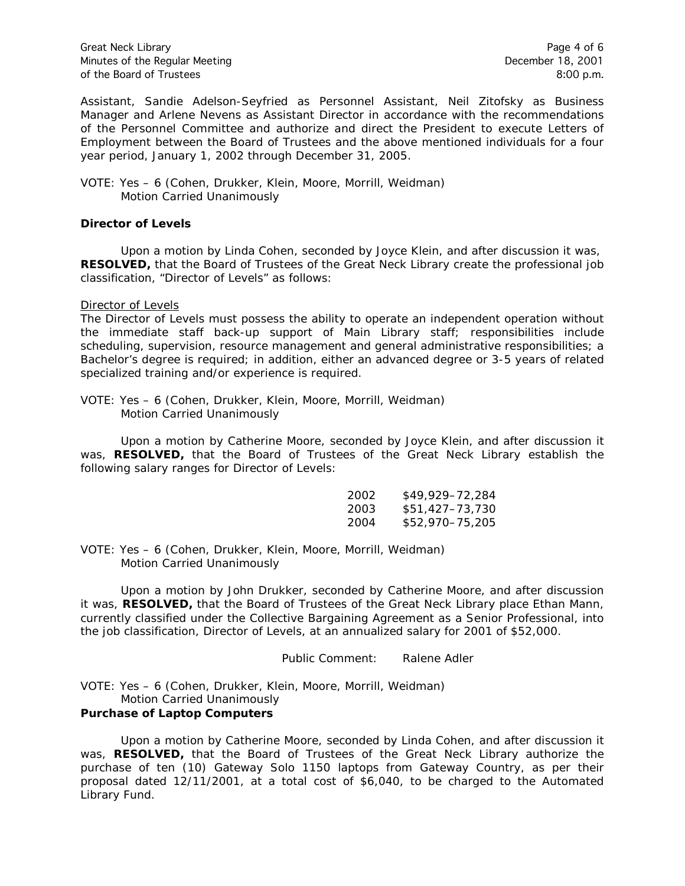Assistant, Sandie Adelson-Seyfried as Personnel Assistant, Neil Zitofsky as Business Manager and Arlene Nevens as Assistant Director in accordance with the recommendations of the Personnel Committee and authorize and direct the President to execute Letters of Employment between the Board of Trustees and the above mentioned individuals for a four year period, January 1, 2002 through December 31, 2005.

VOTE: Yes – 6 (Cohen, Drukker, Klein, Moore, Morrill, Weidman)
Motion Carried Unanimously

**Director of Levels**

Upon a motion by Linda Cohen, seconded by Joyce Klein, and after discussion it was, **RESOLVED,** that the Board of Trustees of the Great Neck Library create the professional job classification, "Director of Levels" as follows:

Director of Levels
The Director of Levels must possess the ability to operate an independent operation without the immediate staff back-up support of Main Library staff; responsibilities include scheduling, supervision, resource management and general administrative responsibilities; a Bachelor's degree is required; in addition, either an advanced degree or 3-5 years of related specialized training and/or experience is required.

VOTE: Yes – 6 (Cohen, Drukker, Klein, Moore, Morrill, Weidman)
Motion Carried Unanimously

Upon a motion by Catherine Moore, seconded by Joyce Klein, and after discussion it was, **RESOLVED,** that the Board of Trustees of the Great Neck Library establish the following salary ranges for Director of Levels:

| | |
|---|---|
| 2002 | $49,929–72,284 |
| 2003 | $51,427–73,730 |
| 2004 | $52,970–75,205 |

VOTE: Yes – 6 (Cohen, Drukker, Klein, Moore, Morrill, Weidman)
Motion Carried Unanimously

Upon a motion by John Drukker, seconded by Catherine Moore, and after discussion it was, **RESOLVED,** that the Board of Trustees of the Great Neck Library place Ethan Mann, currently classified under the Collective Bargaining Agreement as a Senior Professional, into the job classification, Director of Levels, at an annualized salary for 2001 of $52,000.

Public Comment: Ralene Adler

VOTE: Yes – 6 (Cohen, Drukker, Klein, Moore, Morrill, Weidman)
Motion Carried Unanimously

**Purchase of Laptop Computers**

Upon a motion by Catherine Moore, seconded by Linda Cohen, and after discussion it was, **RESOLVED,** that the Board of Trustees of the Great Neck Library authorize the purchase of ten (10) Gateway Solo 1150 laptops from Gateway Country, as per their proposal dated 12/11/2001, at a total cost of $6,040, to be charged to the Automated Library Fund.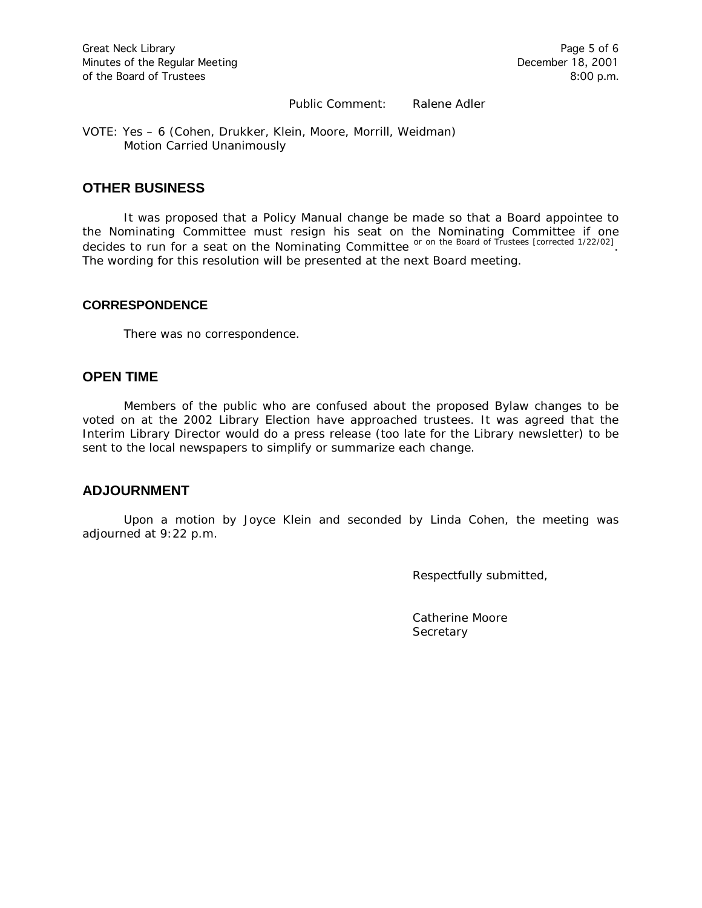Public Comment: Ralene Adler

VOTE: Yes – 6 (Cohen, Drukker, Klein, Moore, Morrill, Weidman)
Motion Carried Unanimously

## OTHER BUSINESS

It was proposed that a Policy Manual change be made so that a Board appointee to the Nominating Committee must resign his seat on the Nominating Committee if one decides to run for a seat on the Nominating Committee or on the Board of Trustees [corrected 1/22/02]. The wording for this resolution will be presented at the next Board meeting.

### CORRESPONDENCE

There was no correspondence.

## OPEN TIME

Members of the public who are confused about the proposed Bylaw changes to be voted on at the 2002 Library Election have approached trustees. It was agreed that the Interim Library Director would do a press release (too late for the Library newsletter) to be sent to the local newspapers to simplify or summarize each change.

## ADJOURNMENT

Upon a motion by Joyce Klein and seconded by Linda Cohen, the meeting was adjourned at 9:22 p.m.

Respectfully submitted,

Catherine Moore
Secretary